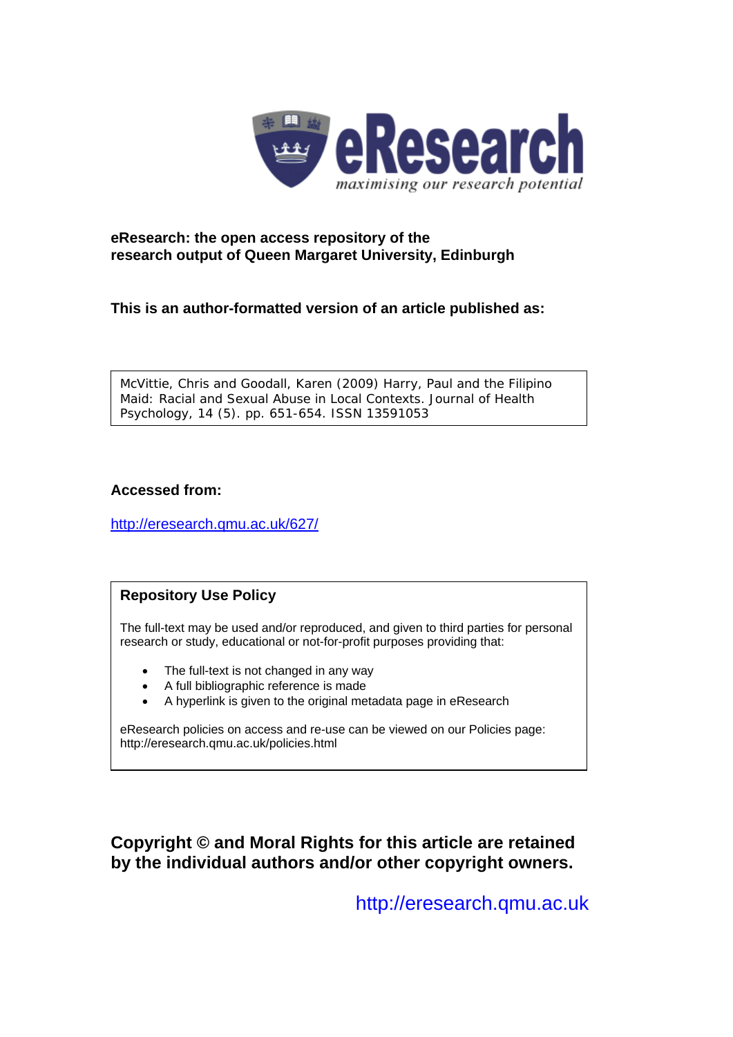# eResearch

*maximising our research potential*

**eResearch: the open access repository of the research output of Queen Margaret University, Edinburgh**

**This is an author-formatted version of an article published as:**

McVittie, Chris and Goodall, Karen (2009) Harry, Paul and the Filipino Maid: Racial and Sexual Abuse in Local Contexts. Journal of Health Psychology, 14 (5). pp. 651-654. ISSN 13591053

**Accessed from:**

http://eresearch.qmu.ac.uk/627/

**Repository Use Policy**

The full-text may be used and/or reproduced, and given to third parties for personal research or study, educational or not-for-profit purposes providing that:

- The full-text is not changed in any way
- A full bibliographic reference is made
- A hyperlink is given to the original metadata page in eResearch

eResearch policies on access and re-use can be viewed on our Policies page: http://eresearch.qmu.ac.uk/policies.html

**Copyright © and Moral Rights for this article are retained by the individual authors and/or other copyright owners.**

http://eresearch.qmu.ac.uk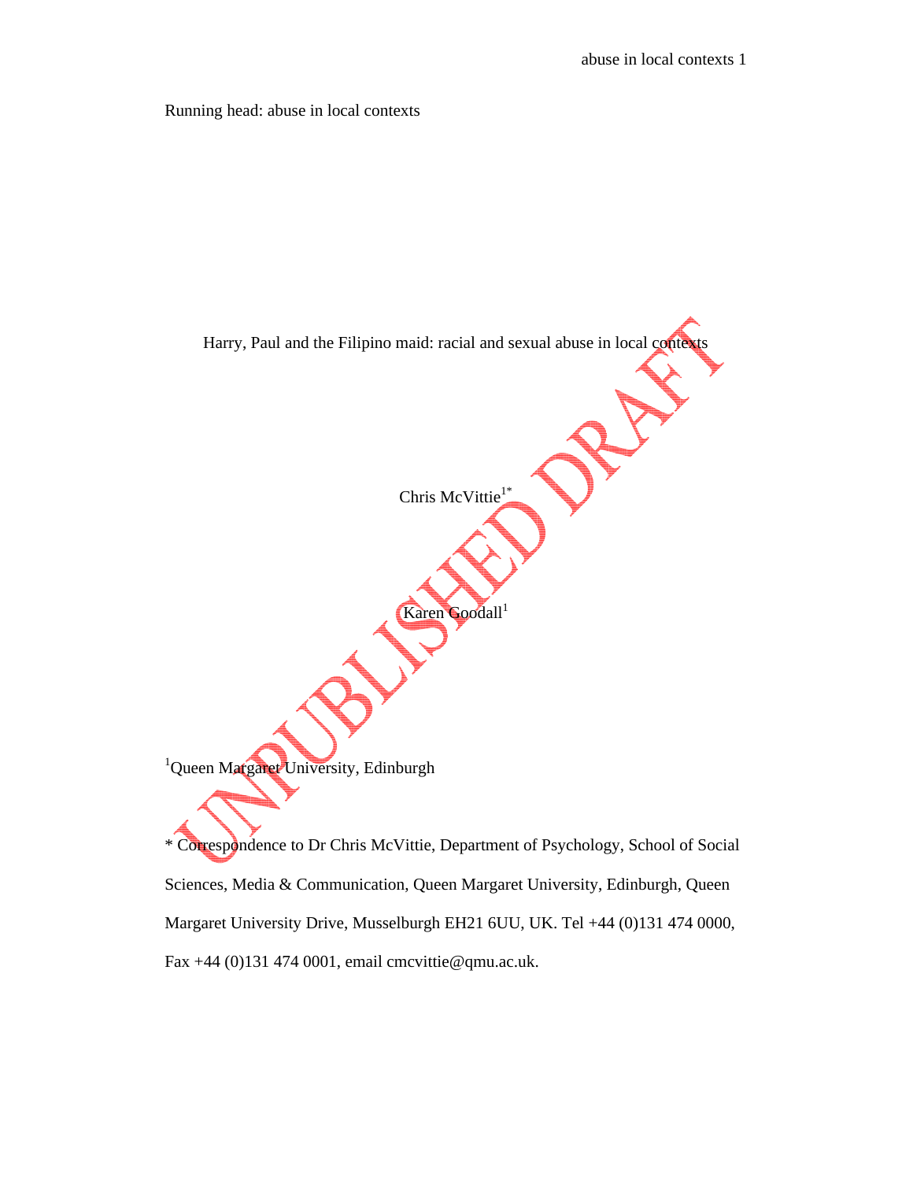Running head: abuse in local contexts

# Harry, Paul and the Filipino maid: racial and sexual abuse in local contexts

Chris McVittie[1*]

Karen Goodall[1]

[1]Queen Margaret University, Edinburgh

* Correspondence to Dr Chris McVittie, Department of Psychology, School of Social Sciences, Media & Communication, Queen Margaret University, Edinburgh, Queen Margaret University Drive, Musselburgh EH21 6UU, UK. Tel +44 (0)131 474 0000, Fax +44 (0)131 474 0001, email cmcvittie@qmu.ac.uk.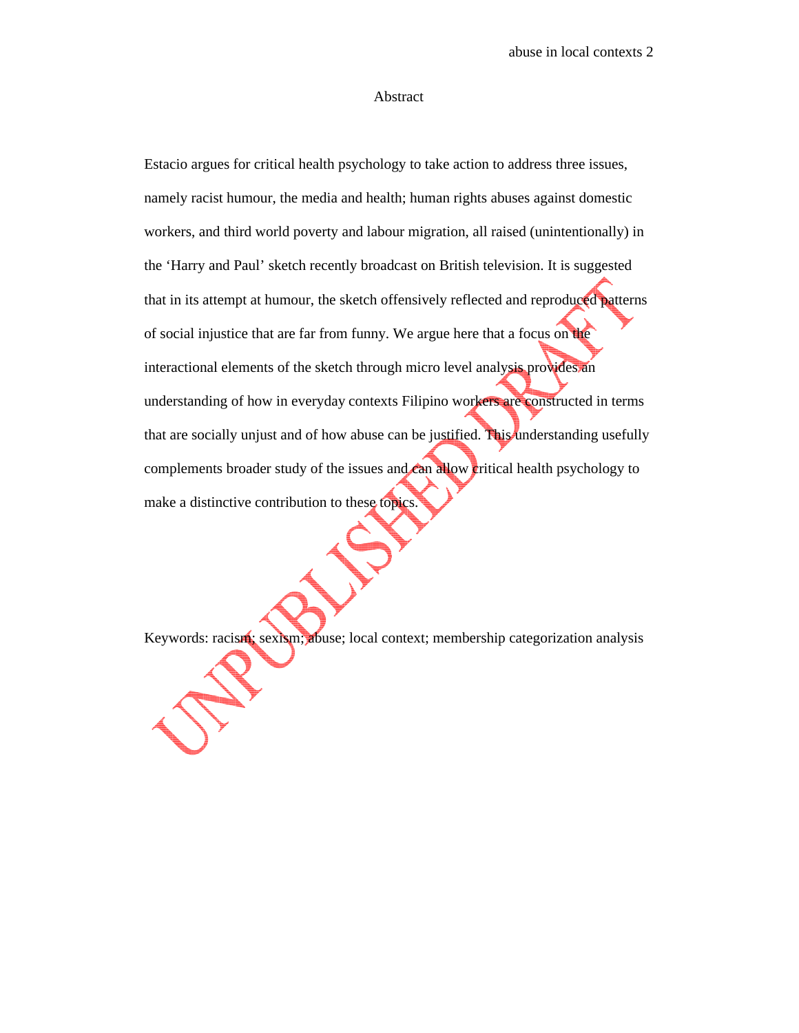# Abstract

Estacio argues for critical health psychology to take action to address three issues, namely racist humour, the media and health; human rights abuses against domestic workers, and third world poverty and labour migration, all raised (unintentionally) in the ‘Harry and Paul’ sketch recently broadcast on British television. It is suggested that in its attempt at humour, the sketch offensively reflected and reproduced patterns of social injustice that are far from funny. We argue here that a focus on the interactional elements of the sketch through micro level analysis provides an understanding of how in everyday contexts Filipino workers are constructed in terms that are socially unjust and of how abuse can be justified. This understanding usefully complements broader study of the issues and can allow critical health psychology to make a distinctive contribution to these topics.

Keywords: racism; sexism; abuse; local context; membership categorization analysis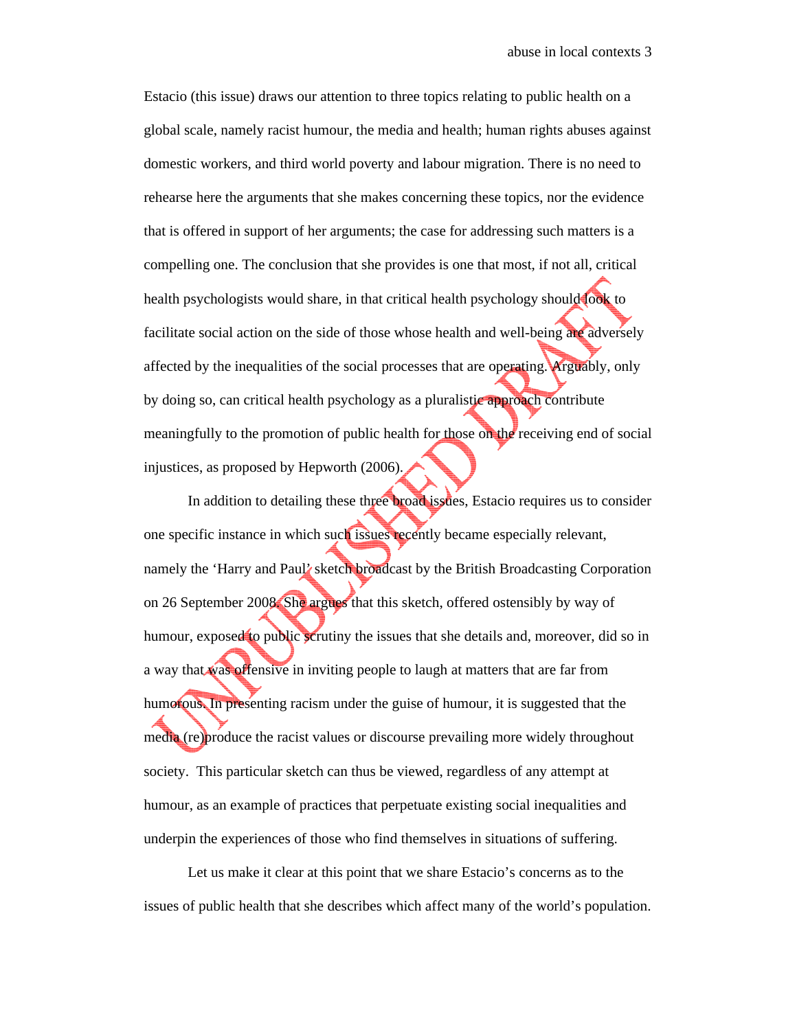Estacio (this issue) draws our attention to three topics relating to public health on a global scale, namely racist humour, the media and health; human rights abuses against domestic workers, and third world poverty and labour migration. There is no need to rehearse here the arguments that she makes concerning these topics, nor the evidence that is offered in support of her arguments; the case for addressing such matters is a compelling one. The conclusion that she provides is one that most, if not all, critical health psychologists would share, in that critical health psychology should look to facilitate social action on the side of those whose health and well-being are adversely affected by the inequalities of the social processes that are operating. Arguably, only by doing so, can critical health psychology as a pluralistic approach contribute meaningfully to the promotion of public health for those on the receiving end of social injustices, as proposed by Hepworth (2006).

In addition to detailing these three broad issues, Estacio requires us to consider one specific instance in which such issues recently became especially relevant, namely the 'Harry and Paul' sketch broadcast by the British Broadcasting Corporation on 26 September 2008. She argues that this sketch, offered ostensibly by way of humour, exposed to public scrutiny the issues that she details and, moreover, did so in a way that was offensive in inviting people to laugh at matters that are far from humorous. In presenting racism under the guise of humour, it is suggested that the media (re)produce the racist values or discourse prevailing more widely throughout society. This particular sketch can thus be viewed, regardless of any attempt at humour, as an example of practices that perpetuate existing social inequalities and underpin the experiences of those who find themselves in situations of suffering.

Let us make it clear at this point that we share Estacio's concerns as to the issues of public health that she describes which affect many of the world's population.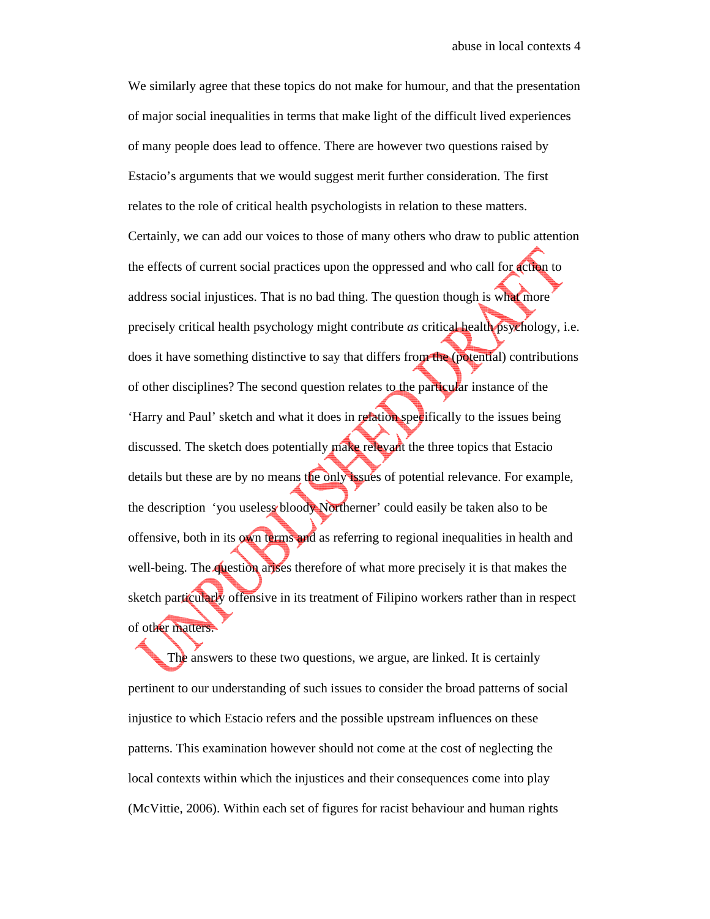We similarly agree that these topics do not make for humour, and that the presentation of major social inequalities in terms that make light of the difficult lived experiences of many people does lead to offence. There are however two questions raised by Estacio's arguments that we would suggest merit further consideration. The first relates to the role of critical health psychologists in relation to these matters. Certainly, we can add our voices to those of many others who draw to public attention the effects of current social practices upon the oppressed and who call for action to address social injustices. That is no bad thing. The question though is what more precisely critical health psychology might contribute *as* critical health psychology, i.e. does it have something distinctive to say that differs from the (potential) contributions of other disciplines? The second question relates to the particular instance of the 'Harry and Paul' sketch and what it does in relation specifically to the issues being discussed. The sketch does potentially make relevant the three topics that Estacio details but these are by no means the only issues of potential relevance. For example, the description 'you useless bloody Northerner' could easily be taken also to be offensive, both in its own terms and as referring to regional inequalities in health and well-being. The question arises therefore of what more precisely it is that makes the sketch particularly offensive in its treatment of Filipino workers rather than in respect of other matters.

The answers to these two questions, we argue, are linked. It is certainly pertinent to our understanding of such issues to consider the broad patterns of social injustice to which Estacio refers and the possible upstream influences on these patterns. This examination however should not come at the cost of neglecting the local contexts within which the injustices and their consequences come into play (McVittie, 2006). Within each set of figures for racist behaviour and human rights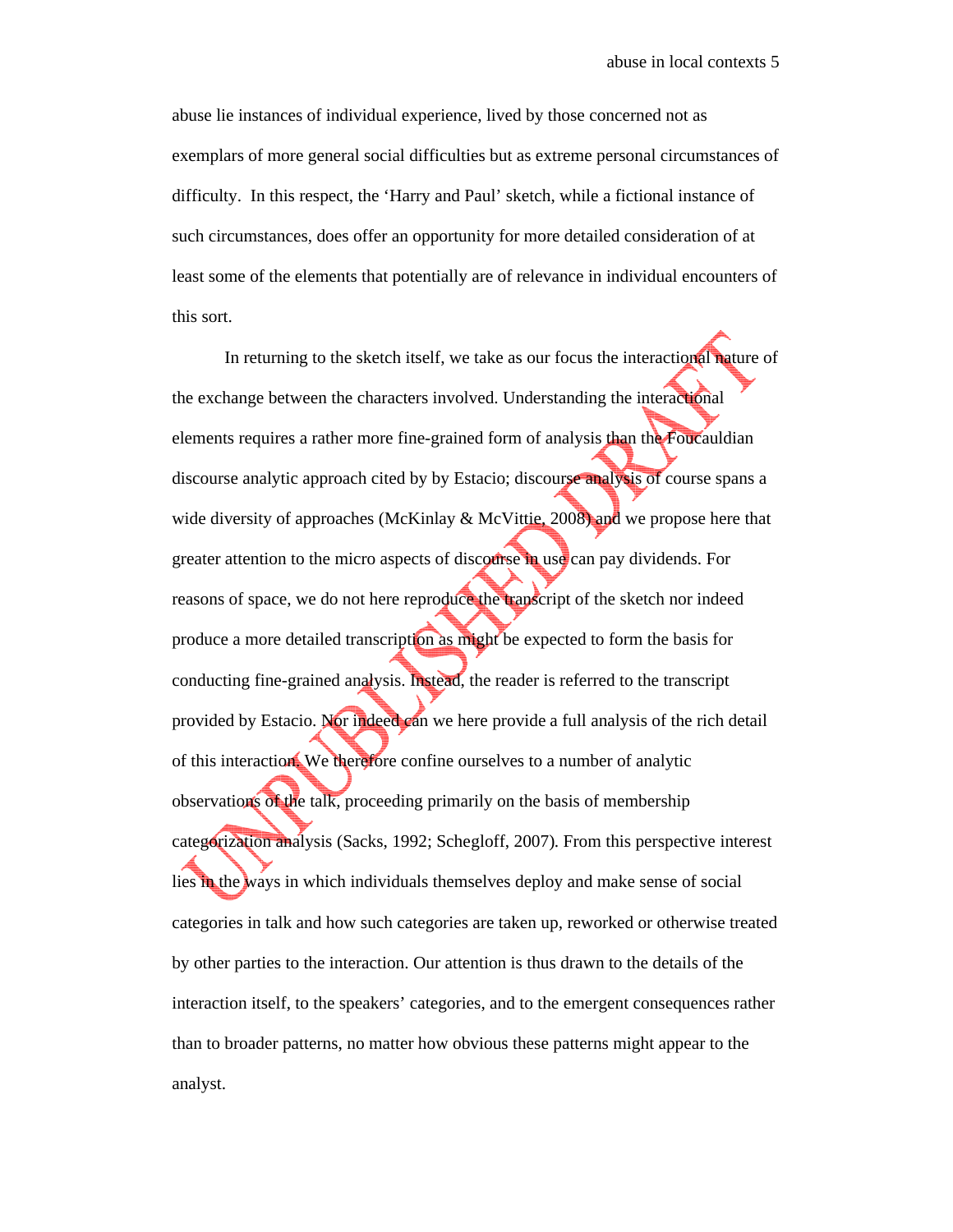abuse lie instances of individual experience, lived by those concerned not as exemplars of more general social difficulties but as extreme personal circumstances of difficulty. In this respect, the 'Harry and Paul' sketch, while a fictional instance of such circumstances, does offer an opportunity for more detailed consideration of at least some of the elements that potentially are of relevance in individual encounters of this sort.

In returning to the sketch itself, we take as our focus the interactional nature of the exchange between the characters involved. Understanding the interactional elements requires a rather more fine-grained form of analysis than the Foucauldian discourse analytic approach cited by by Estacio; discourse analysis of course spans a wide diversity of approaches (McKinlay & McVittie, 2008) and we propose here that greater attention to the micro aspects of discourse in use can pay dividends. For reasons of space, we do not here reproduce the transcript of the sketch nor indeed produce a more detailed transcription as might be expected to form the basis for conducting fine-grained analysis. Instead, the reader is referred to the transcript provided by Estacio. Nor indeed can we here provide a full analysis of the rich detail of this interaction. We therefore confine ourselves to a number of analytic observations of the talk, proceeding primarily on the basis of membership categorization analysis (Sacks, 1992; Schegloff, 2007). From this perspective interest lies in the ways in which individuals themselves deploy and make sense of social categories in talk and how such categories are taken up, reworked or otherwise treated by other parties to the interaction. Our attention is thus drawn to the details of the interaction itself, to the speakers' categories, and to the emergent consequences rather than to broader patterns, no matter how obvious these patterns might appear to the analyst.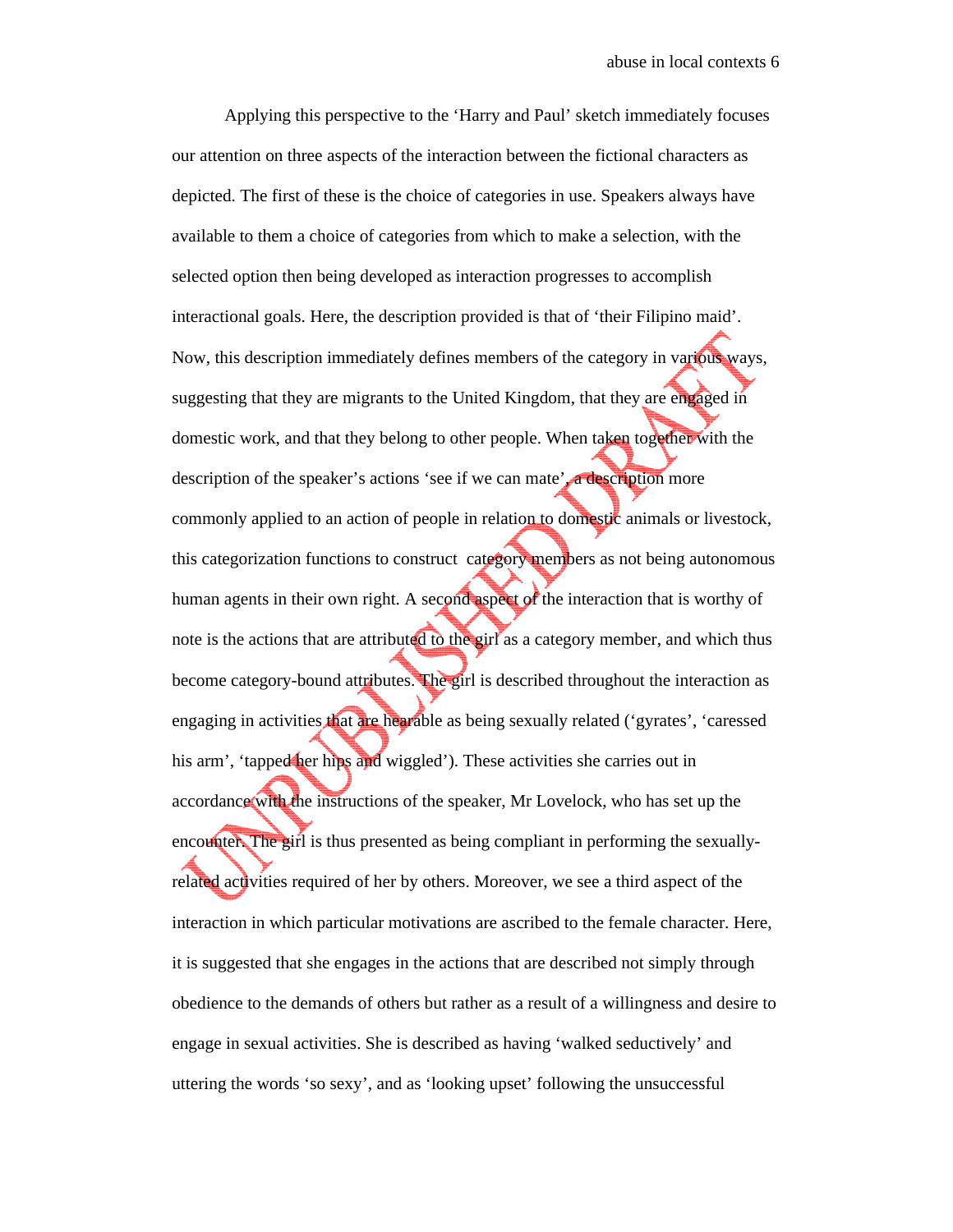Applying this perspective to the 'Harry and Paul' sketch immediately focuses our attention on three aspects of the interaction between the fictional characters as depicted. The first of these is the choice of categories in use. Speakers always have available to them a choice of categories from which to make a selection, with the selected option then being developed as interaction progresses to accomplish interactional goals. Here, the description provided is that of 'their Filipino maid'. Now, this description immediately defines members of the category in various ways, suggesting that they are migrants to the United Kingdom, that they are engaged in domestic work, and that they belong to other people. When taken together with the description of the speaker's actions 'see if we can mate', a description more commonly applied to an action of people in relation to domestic animals or livestock, this categorization functions to construct  category members as not being autonomous human agents in their own right. A second aspect of the interaction that is worthy of note is the actions that are attributed to the girl as a category member, and which thus become category-bound attributes. The girl is described throughout the interaction as engaging in activities that are hearable as being sexually related ('gyrates', 'caressed his arm', 'tapped her hips and wiggled'). These activities she carries out in accordance with the instructions of the speaker, Mr Lovelock, who has set up the encounter. The girl is thus presented as being compliant in performing the sexually-related activities required of her by others. Moreover, we see a third aspect of the interaction in which particular motivations are ascribed to the female character. Here, it is suggested that she engages in the actions that are described not simply through obedience to the demands of others but rather as a result of a willingness and desire to engage in sexual activities. She is described as having 'walked seductively' and uttering the words 'so sexy', and as 'looking upset' following the unsuccessful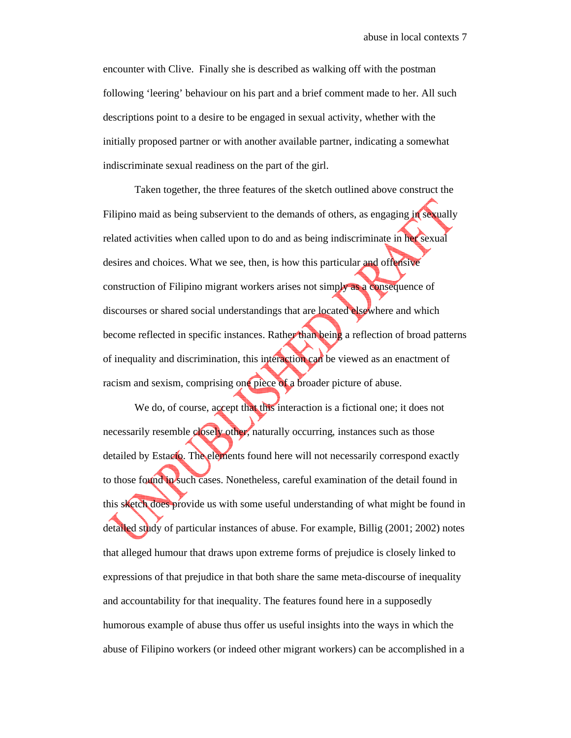encounter with Clive. Finally she is described as walking off with the postman following 'leering' behaviour on his part and a brief comment made to her. All such descriptions point to a desire to be engaged in sexual activity, whether with the initially proposed partner or with another available partner, indicating a somewhat indiscriminate sexual readiness on the part of the girl.

Taken together, the three features of the sketch outlined above construct the Filipino maid as being subservient to the demands of others, as engaging in sexually related activities when called upon to do and as being indiscriminate in her sexual desires and choices. What we see, then, is how this particular and offensive construction of Filipino migrant workers arises not simply as a consequence of discourses or shared social understandings that are located elsewhere and which become reflected in specific instances. Rather than being a reflection of broad patterns of inequality and discrimination, this interaction can be viewed as an enactment of racism and sexism, comprising one piece of a broader picture of abuse.

We do, of course, accept that this interaction is a fictional one; it does not necessarily resemble closely other, naturally occurring, instances such as those detailed by Estacio. The elements found here will not necessarily correspond exactly to those found in such cases. Nonetheless, careful examination of the detail found in this sketch does provide us with some useful understanding of what might be found in detailed study of particular instances of abuse. For example, Billig (2001; 2002) notes that alleged humour that draws upon extreme forms of prejudice is closely linked to expressions of that prejudice in that both share the same meta-discourse of inequality and accountability for that inequality. The features found here in a supposedly humorous example of abuse thus offer us useful insights into the ways in which the abuse of Filipino workers (or indeed other migrant workers) can be accomplished in a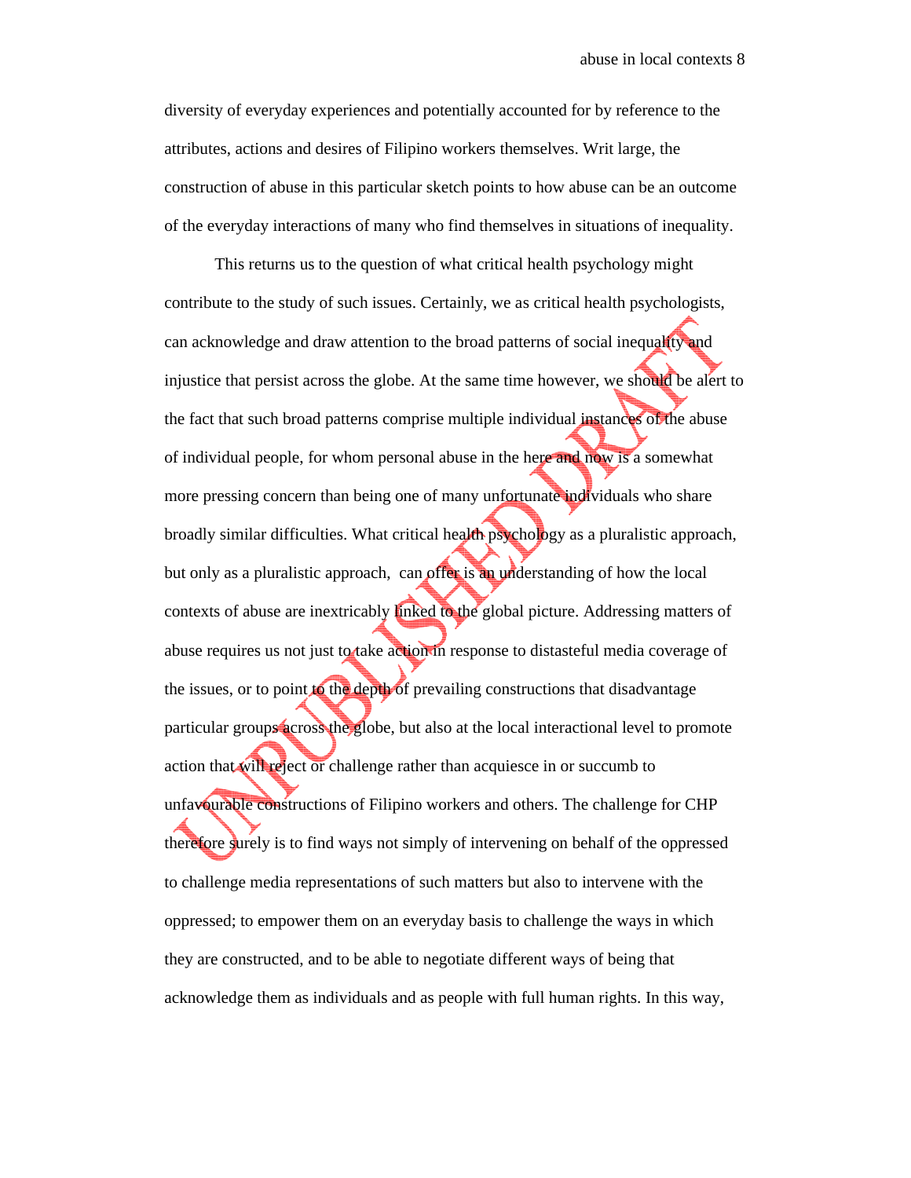diversity of everyday experiences and potentially accounted for by reference to the attributes, actions and desires of Filipino workers themselves. Writ large, the construction of abuse in this particular sketch points to how abuse can be an outcome of the everyday interactions of many who find themselves in situations of inequality.

This returns us to the question of what critical health psychology might contribute to the study of such issues. Certainly, we as critical health psychologists, can acknowledge and draw attention to the broad patterns of social inequality and injustice that persist across the globe. At the same time however, we should be alert to the fact that such broad patterns comprise multiple individual instances of the abuse of individual people, for whom personal abuse in the here and now is a somewhat more pressing concern than being one of many unfortunate individuals who share broadly similar difficulties. What critical health psychology as a pluralistic approach, but only as a pluralistic approach, can offer is an understanding of how the local contexts of abuse are inextricably linked to the global picture. Addressing matters of abuse requires us not just to take action in response to distasteful media coverage of the issues, or to point to the depth of prevailing constructions that disadvantage particular groups across the globe, but also at the local interactional level to promote action that will reject or challenge rather than acquiesce in or succumb to unfavourable constructions of Filipino workers and others. The challenge for CHP therefore surely is to find ways not simply of intervening on behalf of the oppressed to challenge media representations of such matters but also to intervene with the oppressed; to empower them on an everyday basis to challenge the ways in which they are constructed, and to be able to negotiate different ways of being that acknowledge them as individuals and as people with full human rights. In this way,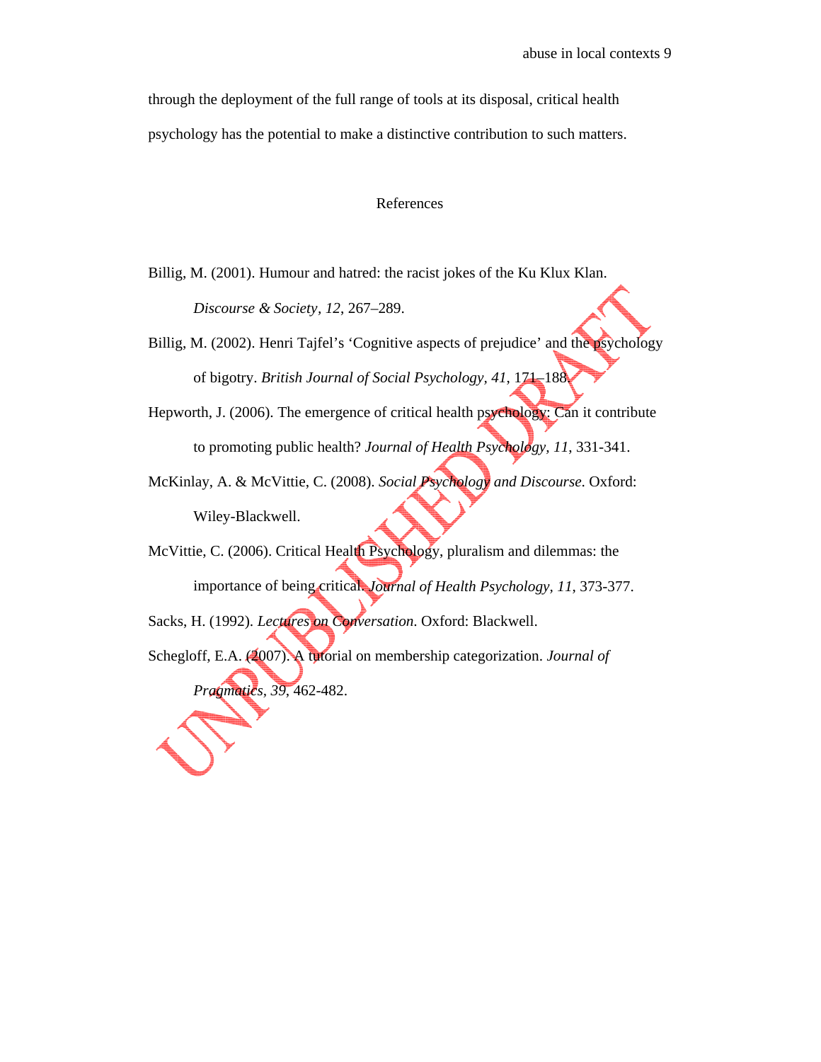through the deployment of the full range of tools at its disposal, critical health psychology has the potential to make a distinctive contribution to such matters.

## References

Billig, M. (2001). Humour and hatred: the racist jokes of the Ku Klux Klan. *Discourse & Society*, *12*, 267–289.

Billig, M. (2002). Henri Tajfel's 'Cognitive aspects of prejudice' and the psychology of bigotry. *British Journal of Social Psychology*, *41*, 171–188.

Hepworth, J. (2006). The emergence of critical health psychology: Can it contribute to promoting public health? *Journal of Health Psychology*, *11*, 331-341.

McKinlay, A. & McVittie, C. (2008). *Social Psychology and Discourse*. Oxford: Wiley-Blackwell.

McVittie, C. (2006). Critical Health Psychology, pluralism and dilemmas: the importance of being critical. *Journal of Health Psychology*, *11*, 373-377.

Sacks, H. (1992). *Lectures on Conversation*. Oxford: Blackwell.

Schegloff, E.A. (2007). A tutorial on membership categorization. *Journal of Pragmatics*, *39*, 462-482.